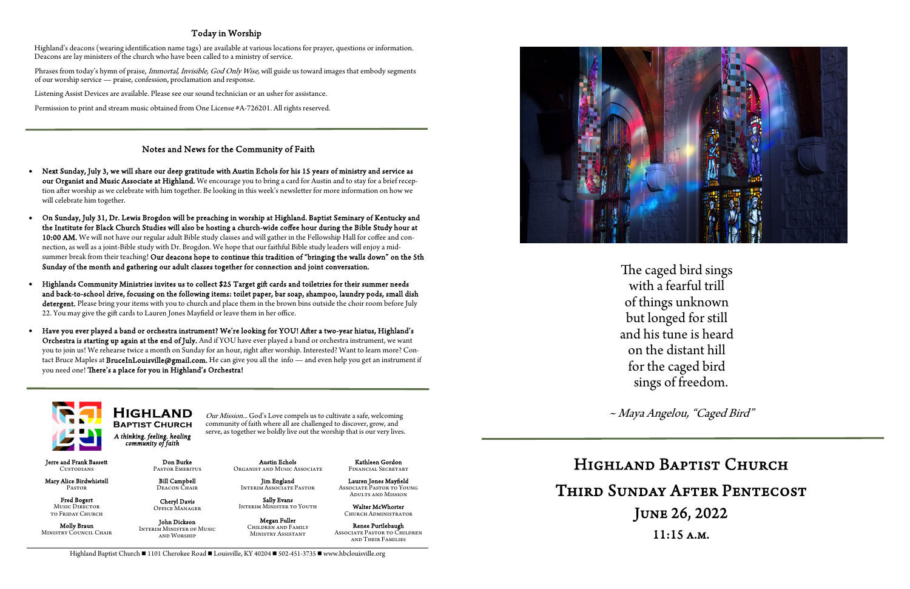## Today in Worship

Highland's deacons (wearing identification name tags) are available at various locations for prayer, questions or information. Deacons are lay ministers of the church who have been called to a ministry of service.

Phrases from today's hymn of praise, *Immortal, Invisible, God Only Wise,* will guide us toward images that embody segments of our worship service — praise, confession, proclamation and response.

Listening Assist Devices are available. Please see our sound technician or an usher for assistance.

Permission to print and stream music obtained from One License #A-726201. All rights reserved.

## Notes and News for the Community of Faith

- **Next Sunday, July 3, we will share our deep gratitude with Austin Echols for his 15 years of ministry and service as our Organist and Music Associate at Highland.** We encourage you to bring a card for Austin and to stay for a brief reception after worship as we celebrate with him together. Be looking in this week's newsletter for more information on how we will celebrate him together.
- **On Sunday, July 31, Dr. Lewis Brogdon will be preaching in worship at Highland. Baptist Seminary of Kentucky and the Institute for Black Church Studies will also be hosting a church-wide coffee hour during the Bible Study hour at 10:00 AM.** We will not have our regular adult Bible study classes and will gather in the Fellowship Hall for coffee and connection, as well as a joint-Bible study with Dr. Brogdon. We hope that our faithful Bible study leaders will enjoy a mid-summer break from their teaching! **Our deacons hope to continue this tradition of "bringing the walls down" on the 5th Sunday of the month and gathering our adult classes together for connection and joint conversation.**
- **Highlands Community Ministries invites us to collect $25 Target gift cards and toiletries for their summer needs and back-to-school drive, focusing on the following items: toilet paper, bar soap, shampoo, laundry pods, small dish detergent.** Please bring your items with you to church and place them in the brown bins outside the choir room before July 22. You may give the gift cards to Lauren Jones Mayfield or leave them in her office.
- **Have you ever played a band or orchestra instrument? We're looking for YOU! After a two-year hiatus, Highland's Orchestra is starting up again at the end of July.** And if YOU have ever played a band or orchestra instrument, we want you to join us! We rehearse twice a month on Sunday for an hour, right after worship. Interested? Want to learn more? Contact Bruce Maples at **BruceInLouisville@gmail.com.** He can give you all the info — and even help you get an instrument if you need one! **There's a place for you in Highland's Orchestra!**

**Highland Baptist Church**
*A thinking, feeling, healing community of faith*

*Our Mission...* God's Love compels us to cultivate a safe, welcoming community of faith where all are challenged to discover, grow, and serve, as together we boldly live out the worship that is our very lives.

**Jerre and Frank Bassett** — Custodians
**Mary Alice Birdwhistell** — Pastor
**Fred Bogert** — Music Director to Friday Church
**Molly Braun** — Ministry Council Chair
**Don Burke** — Pastor Emeritus
**Bill Campbell** — Deacon Chair
**Cheryl Davis** — Office Manager
**John Dickson** — Interim Minister of Music and Worship
**Austin Echols** — Organist and Music Associate
**Jim England** — Interim Associate Pastor
**Sally Evans** — Interim Minister to Youth
**Megan Fuller** — Children and Family Ministry Assistant
**Kathleen Gordon** — Financial Secretary
**Lauren Jones Mayfield** — Associate Pastor to Young Adults and Mission
**Walter McWhorter** — Church Administrator
**Renee Purtlebaugh** — Associate Pastor to Children and Their Families

Highland Baptist Church ■ 1101 Cherokee Road ■ Louisville, KY 40204 ■ 502-451-3735 ■ www.hbclouisville.org

The caged bird sings
with a fearful trill
of things unknown
but longed for still
and his tune is heard
on the distant hill
for the caged bird
sings of freedom.

*~ Maya Angelou, "Caged Bird"*

# Highland Baptist Church
# Third Sunday After Pentecost
# June 26, 2022
# 11:15 a.m.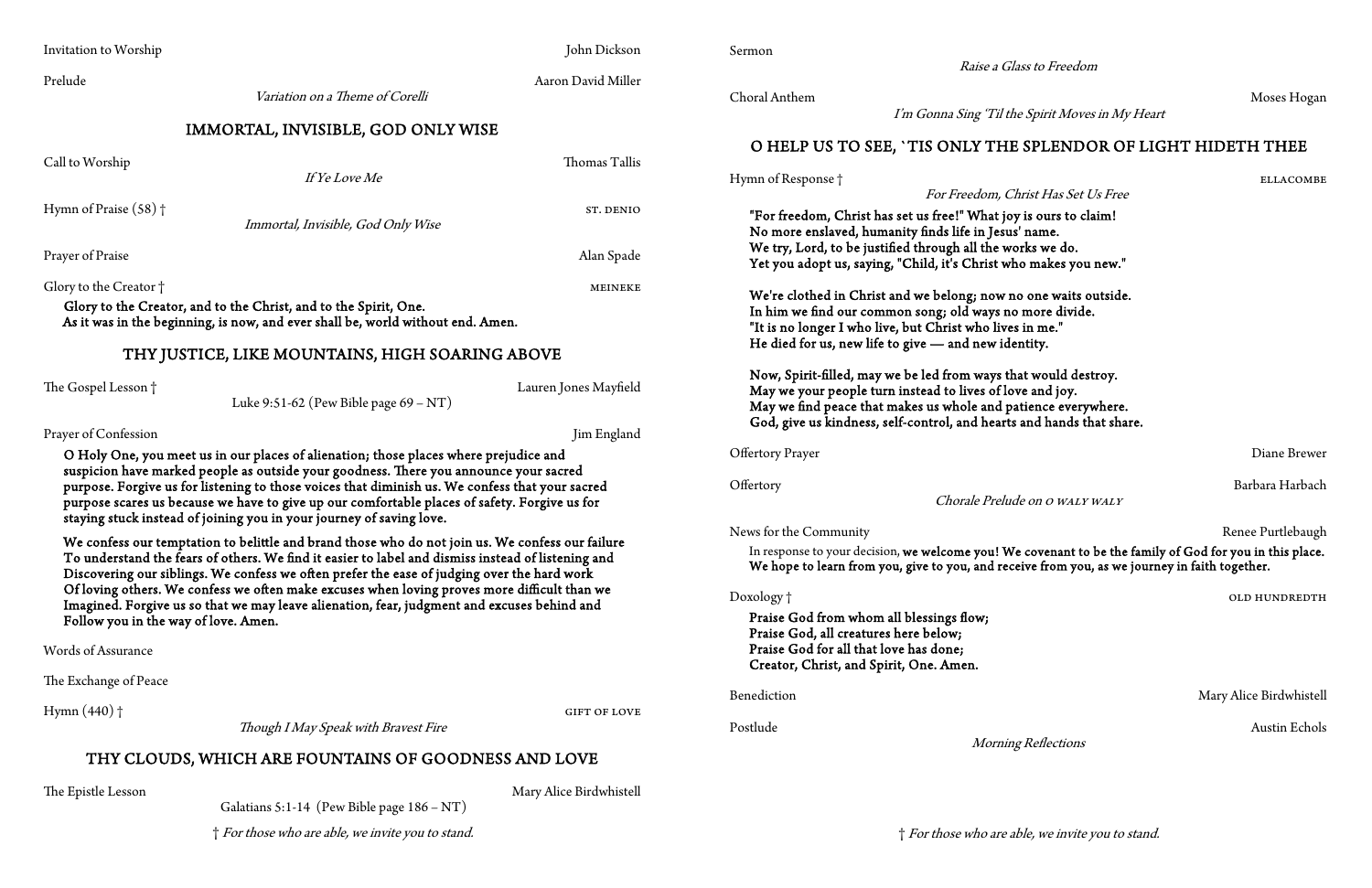Invitation to Worship John Dickson

Prelude Aaron David Miller

*Variation on a Theme of Corelli*

## IMMORTAL, INVISIBLE, GOD ONLY WISE

Call to Worship Thomas Tallis

*If Ye Love Me*

Hymn of Praise (58) † ST. DENIO

*Immortal, Invisible, God Only Wise*

Prayer of Praise Alan Spade

Glory to the Creator † MEINEKE

**Glory to the Creator, and to the Christ, and to the Spirit, One.**
**As it was in the beginning, is now, and ever shall be, world without end. Amen.**

## THY JUSTICE, LIKE MOUNTAINS, HIGH SOARING ABOVE

The Gospel Lesson † Lauren Jones Mayfield

Luke 9:51-62 (Pew Bible page 69 – NT)

Prayer of Confession Jim England

**O Holy One, you meet us in our places of alienation; those places where prejudice and suspicion have marked people as outside your goodness. There you announce your sacred purpose. Forgive us for listening to those voices that diminish us. We confess that your sacred purpose scares us because we have to give up our comfortable places of safety. Forgive us for staying stuck instead of joining you in your journey of saving love.**

**We confess our temptation to belittle and brand those who do not join us. We confess our failure To understand the fears of others. We find it easier to label and dismiss instead of listening and Discovering our siblings. We confess we often prefer the ease of judging over the hard work Of loving others. We confess we often make excuses when loving proves more difficult than we Imagined. Forgive us so that we may leave alienation, fear, judgment and excuses behind and Follow you in the way of love. Amen.**

Words of Assurance

The Exchange of Peace

Hymn (440) † GIFT OF LOVE

*Though I May Speak with Bravest Fire*

## THY CLOUDS, WHICH ARE FOUNTAINS OF GOODNESS AND LOVE

The Epistle Lesson Mary Alice Birdwhistell

Galatians 5:1-14 (Pew Bible page 186 – NT)

† *For those who are able, we invite you to stand.*

Sermon

*Raise a Glass to Freedom*

Choral Anthem Moses Hogan

*I'm Gonna Sing 'Til the Spirit Moves in My Heart*

## O HELP US TO SEE, `TIS ONLY THE SPLENDOR OF LIGHT HIDETH THEE

Hymn of Response † ELLACOMBE

*For Freedom, Christ Has Set Us Free*

**"For freedom, Christ has set us free!" What joy is ours to claim!**
**No more enslaved, humanity finds life in Jesus' name.**
**We try, Lord, to be justified through all the works we do.**
**Yet you adopt us, saying, "Child, it's Christ who makes you new."**

**We're clothed in Christ and we belong; now no one waits outside.**
**In him we find our common song; old ways no more divide.**
**"It is no longer I who live, but Christ who lives in me."**
**He died for us, new life to give — and new identity.**

**Now, Spirit-filled, may we be led from ways that would destroy.**
**May we your people turn instead to lives of love and joy.**
**May we find peace that makes us whole and patience everywhere.**
**God, give us kindness, self-control, and hearts and hands that share.**

Offertory Prayer Diane Brewer

Offertory Barbara Harbach

*Chorale Prelude on O WALY WALY*

News for the Community Renee Purtlebaugh

In response to your decision, **we welcome you! We covenant to be the family of God for you in this place. We hope to learn from you, give to you, and receive from you, as we journey in faith together.**

Doxology † OLD HUNDREDTH

**Praise God from whom all blessings flow;**
**Praise God, all creatures here below;**
**Praise God for all that love has done;**
**Creator, Christ, and Spirit, One. Amen.**

Benediction Mary Alice Birdwhistell

Postlude Austin Echols

*Morning Reflections*

† *For those who are able, we invite you to stand.*